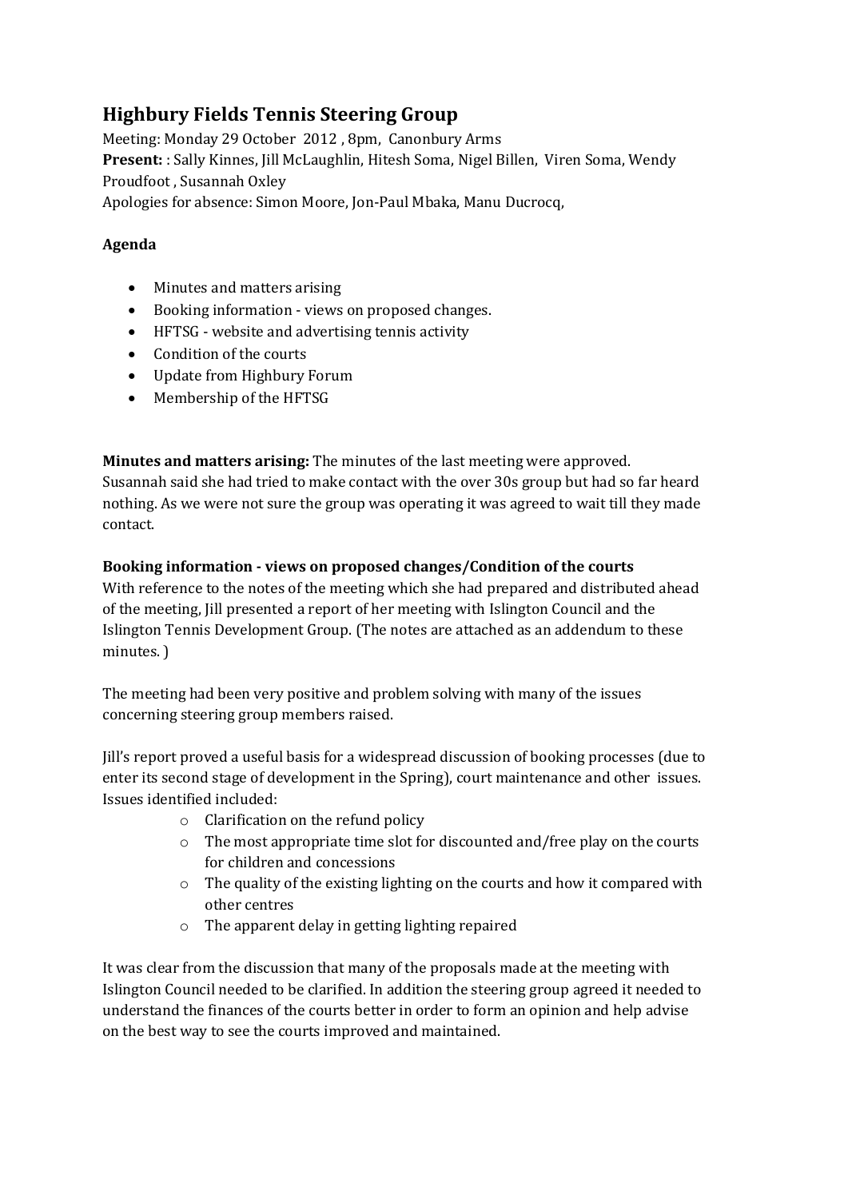# Highbury Fields Tennis Steering Group

Meeting: Monday 29 October 2012 , 8pm, Canonbury Arms

**Present:** : Sally Kinnes, Jill McLaughlin, Hitesh Soma, Nigel Billen, Viren Soma, Wendy Proudfoot , Susannah Oxley

Apologies for absence: Simon Moore, Jon-Paul Mbaka, Manu Ducrocq,

**Agenda**

- Minutes and matters arising
- Booking information - views on proposed changes.
- HFTSG - website and advertising tennis activity
- Condition of the courts
- Update from Highbury Forum
- Membership of the HFTSG

**Minutes and matters arising:** The minutes of the last meeting were approved. Susannah said she had tried to make contact with the over 30s group but had so far heard nothing. As we were not sure the group was operating it was agreed to wait till they made contact.

**Booking information - views on proposed changes/Condition of the courts**

With reference to the notes of the meeting which she had prepared and distributed ahead of the meeting, Jill presented a report of her meeting with Islington Council and the Islington Tennis Development Group. (The notes are attached as an addendum to these minutes. )

The meeting had been very positive and problem solving with many of the issues concerning steering group members raised.

Jill's report proved a useful basis for a widespread discussion of booking processes (due to enter its second stage of development in the Spring), court maintenance and other issues. Issues identified included:

- Clarification on the refund policy
- The most appropriate time slot for discounted and/free play on the courts for children and concessions
- The quality of the existing lighting on the courts and how it compared with other centres
- The apparent delay in getting lighting repaired

It was clear from the discussion that many of the proposals made at the meeting with Islington Council needed to be clarified. In addition the steering group agreed it needed to understand the finances of the courts better in order to form an opinion and help advise on the best way to see the courts improved and maintained.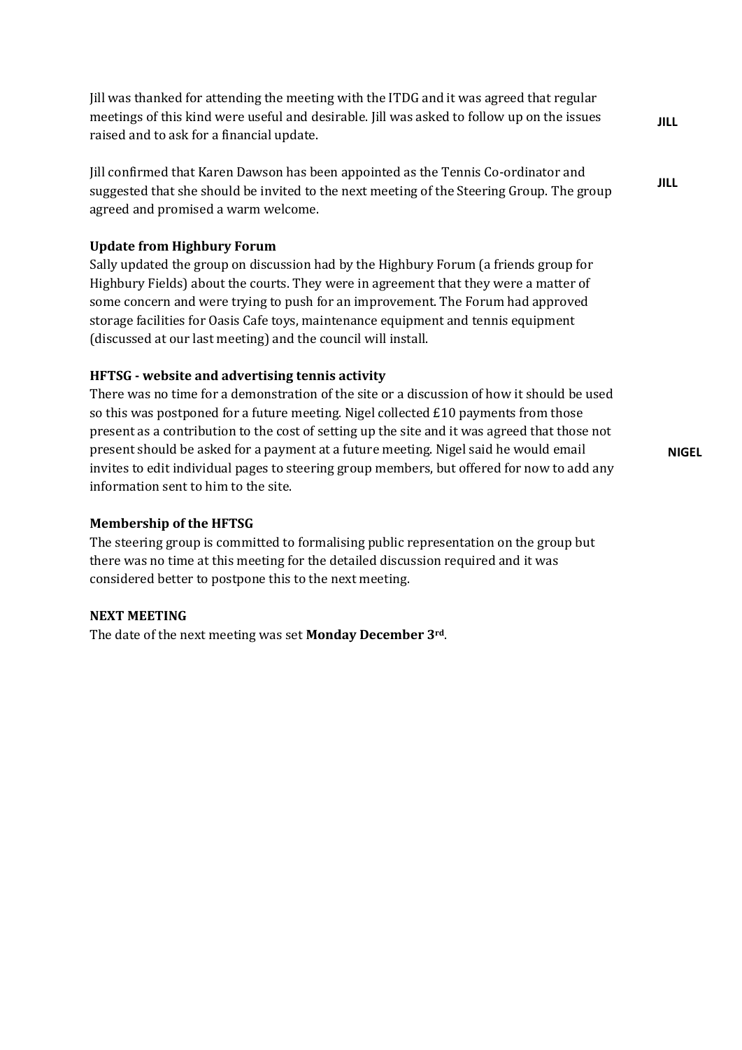Jill was thanked for attending the meeting with the ITDG and it was agreed that regular meetings of this kind were useful and desirable. Jill was asked to follow up on the issues raised and to ask for a financial update. **JILL**

Jill confirmed that Karen Dawson has been appointed as the Tennis Co-ordinator and suggested that she should be invited to the next meeting of the Steering Group. The group agreed and promised a warm welcome. **JILL**

**Update from Highbury Forum**

Sally updated the group on discussion had by the Highbury Forum (a friends group for Highbury Fields) about the courts. They were in agreement that they were a matter of some concern and were trying to push for an improvement. The Forum had approved storage facilities for Oasis Cafe toys, maintenance equipment and tennis equipment (discussed at our last meeting) and the council will install.

**HFTSG - website and advertising tennis activity**

There was no time for a demonstration of the site or a discussion of how it should be used so this was postponed for a future meeting. Nigel collected £10 payments from those present as a contribution to the cost of setting up the site and it was agreed that those not present should be asked for a payment at a future meeting. Nigel said he would email invites to edit individual pages to steering group members, but offered for now to add any information sent to him to the site. **NIGEL**

**Membership of the HFTSG**

The steering group is committed to formalising public representation on the group but there was no time at this meeting for the detailed discussion required and it was considered better to postpone this to the next meeting.

**NEXT MEETING**

The date of the next meeting was set **Monday December 3rd**.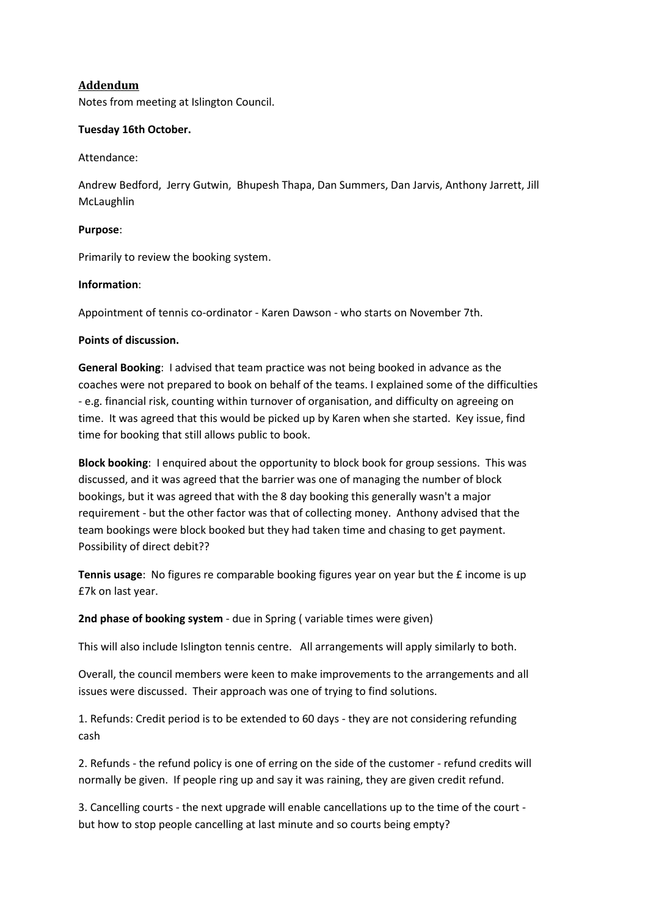## Addendum

Notes from meeting at Islington Council.

**Tuesday 16th October.**

Attendance:

Andrew Bedford, Jerry Gutwin, Bhupesh Thapa, Dan Summers, Dan Jarvis, Anthony Jarrett, Jill McLaughlin

**Purpose**:

Primarily to review the booking system.

**Information**:

Appointment of tennis co-ordinator - Karen Dawson - who starts on November 7th.

**Points of discussion.**

**General Booking**: I advised that team practice was not being booked in advance as the coaches were not prepared to book on behalf of the teams. I explained some of the difficulties - e.g. financial risk, counting within turnover of organisation, and difficulty on agreeing on time. It was agreed that this would be picked up by Karen when she started. Key issue, find time for booking that still allows public to book.

**Block booking**: I enquired about the opportunity to block book for group sessions. This was discussed, and it was agreed that the barrier was one of managing the number of block bookings, but it was agreed that with the 8 day booking this generally wasn't a major requirement - but the other factor was that of collecting money. Anthony advised that the team bookings were block booked but they had taken time and chasing to get payment. Possibility of direct debit??

**Tennis usage**: No figures re comparable booking figures year on year but the £ income is up £7k on last year.

**2nd phase of booking system** - due in Spring ( variable times were given)

This will also include Islington tennis centre. All arrangements will apply similarly to both.

Overall, the council members were keen to make improvements to the arrangements and all issues were discussed. Their approach was one of trying to find solutions.

1. Refunds: Credit period is to be extended to 60 days - they are not considering refunding cash

2. Refunds - the refund policy is one of erring on the side of the customer - refund credits will normally be given. If people ring up and say it was raining, they are given credit refund.

3. Cancelling courts - the next upgrade will enable cancellations up to the time of the court - but how to stop people cancelling at last minute and so courts being empty?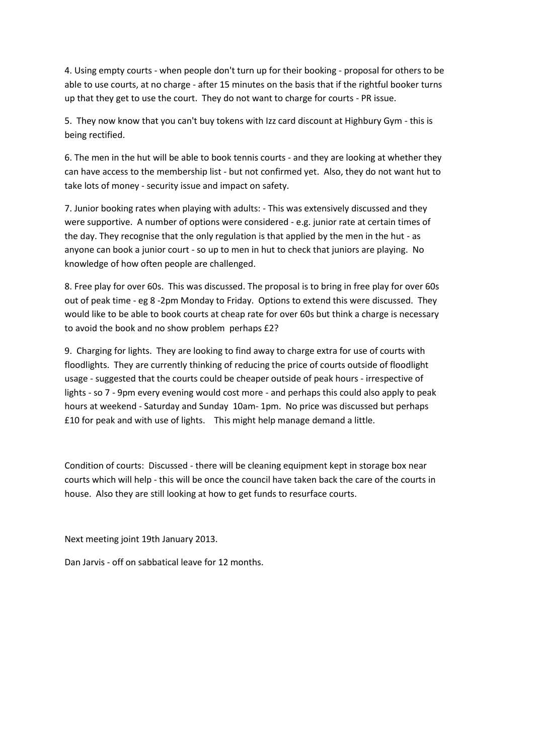4. Using empty courts - when people don't turn up for their booking - proposal for others to be able to use courts, at no charge - after 15 minutes on the basis that if the rightful booker turns up that they get to use the court. They do not want to charge for courts - PR issue.

5. They now know that you can't buy tokens with Izz card discount at Highbury Gym - this is being rectified.

6. The men in the hut will be able to book tennis courts - and they are looking at whether they can have access to the membership list - but not confirmed yet. Also, they do not want hut to take lots of money - security issue and impact on safety.

7. Junior booking rates when playing with adults: - This was extensively discussed and they were supportive. A number of options were considered - e.g. junior rate at certain times of the day. They recognise that the only regulation is that applied by the men in the hut - as anyone can book a junior court - so up to men in hut to check that juniors are playing. No knowledge of how often people are challenged.

8. Free play for over 60s. This was discussed. The proposal is to bring in free play for over 60s out of peak time - eg 8 -2pm Monday to Friday. Options to extend this were discussed. They would like to be able to book courts at cheap rate for over 60s but think a charge is necessary to avoid the book and no show problem perhaps £2?

9. Charging for lights. They are looking to find away to charge extra for use of courts with floodlights. They are currently thinking of reducing the price of courts outside of floodlight usage - suggested that the courts could be cheaper outside of peak hours - irrespective of lights - so 7 - 9pm every evening would cost more - and perhaps this could also apply to peak hours at weekend - Saturday and Sunday 10am- 1pm. No price was discussed but perhaps £10 for peak and with use of lights. This might help manage demand a little.

Condition of courts: Discussed - there will be cleaning equipment kept in storage box near courts which will help - this will be once the council have taken back the care of the courts in house. Also they are still looking at how to get funds to resurface courts.

Next meeting joint 19th January 2013.

Dan Jarvis - off on sabbatical leave for 12 months.